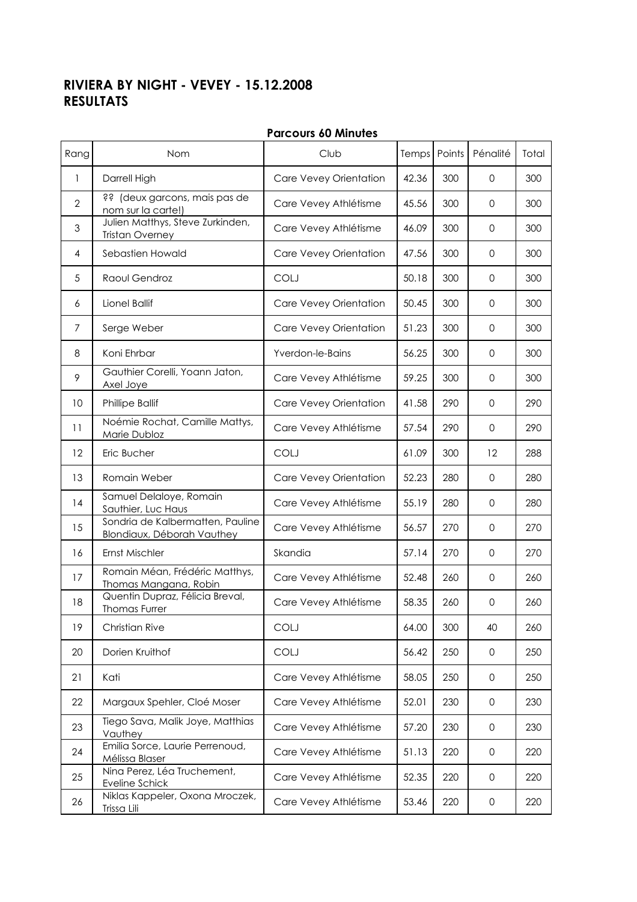# RIVIERA BY NIGHT - VEVEY - 15.12.2008
# RESULTATS

### Parcours 60 Minutes

| Rang | Nom | Club | Temps | Points | Pénalité | Total |
|---|---|---|---|---|---|---|
| 1 | Darrell High | Care Vevey Orientation | 42.36 | 300 | 0 | 300 |
| 2 | ?? (deux garcons, mais pas de nom sur la carte!) | Care Vevey Athlétisme | 45.56 | 300 | 0 | 300 |
| 3 | Julien Matthys, Steve Zurkinden, Tristan Overney | Care Vevey Athlétisme | 46.09 | 300 | 0 | 300 |
| 4 | Sebastien Howald | Care Vevey Orientation | 47.56 | 300 | 0 | 300 |
| 5 | Raoul Gendroz | COLJ | 50.18 | 300 | 0 | 300 |
| 6 | Lionel Ballif | Care Vevey Orientation | 50.45 | 300 | 0 | 300 |
| 7 | Serge Weber | Care Vevey Orientation | 51.23 | 300 | 0 | 300 |
| 8 | Koni Ehrbar | Yverdon-le-Bains | 56.25 | 300 | 0 | 300 |
| 9 | Gauthier Corelli, Yoann Jaton, Axel Joye | Care Vevey Athlétisme | 59.25 | 300 | 0 | 300 |
| 10 | Phillipe Ballif | Care Vevey Orientation | 41.58 | 290 | 0 | 290 |
| 11 | Noémie Rochat, Camille Mattys, Marie Dubloz | Care Vevey Athlétisme | 57.54 | 290 | 0 | 290 |
| 12 | Eric Bucher | COLJ | 61.09 | 300 | 12 | 288 |
| 13 | Romain Weber | Care Vevey Orientation | 52.23 | 280 | 0 | 280 |
| 14 | Samuel Delaloye, Romain Sauthier, Luc Haus | Care Vevey Athlétisme | 55.19 | 280 | 0 | 280 |
| 15 | Sondria de Kalbermatten, Pauline Blondiaux, Déborah Vauthey | Care Vevey Athlétisme | 56.57 | 270 | 0 | 270 |
| 16 | Ernst Mischler | Skandia | 57.14 | 270 | 0 | 270 |
| 17 | Romain Méan, Frédéric Matthys, Thomas Mangana, Robin | Care Vevey Athlétisme | 52.48 | 260 | 0 | 260 |
| 18 | Quentin Dupraz, Félicia Breval, Thomas Furrer | Care Vevey Athlétisme | 58.35 | 260 | 0 | 260 |
| 19 | Christian Rive | COLJ | 64.00 | 300 | 40 | 260 |
| 20 | Dorien Kruithof | COLJ | 56.42 | 250 | 0 | 250 |
| 21 | Kati | Care Vevey Athlétisme | 58.05 | 250 | 0 | 250 |
| 22 | Margaux Spehler, Cloé Moser | Care Vevey Athlétisme | 52.01 | 230 | 0 | 230 |
| 23 | Tiego Sava, Malik Joye, Matthias Vauthey | Care Vevey Athlétisme | 57.20 | 230 | 0 | 230 |
| 24 | Emilia Sorce, Laurie Perrenoud, Mélissa Blaser | Care Vevey Athlétisme | 51.13 | 220 | 0 | 220 |
| 25 | Nina Perez, Léa Truchement, Eveline Schick | Care Vevey Athlétisme | 52.35 | 220 | 0 | 220 |
| 26 | Niklas Kappeler, Oxona Mroczek, Trissa Lili | Care Vevey Athlétisme | 53.46 | 220 | 0 | 220 |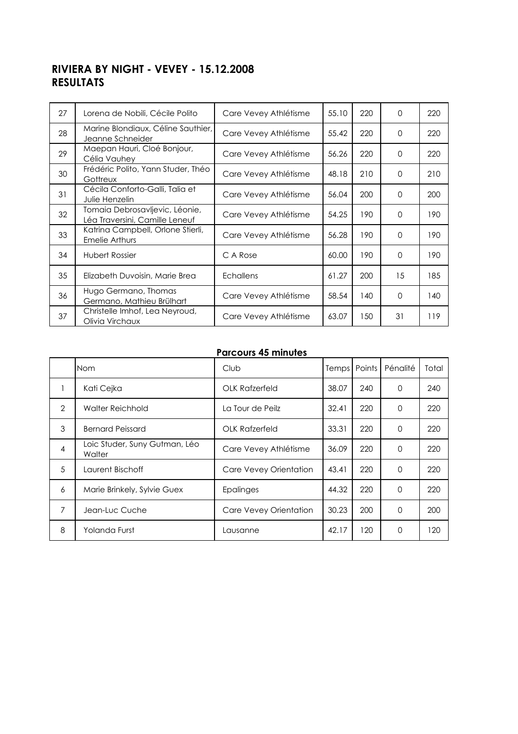## RIVIERA BY NIGHT - VEVEY - 15.12.2008
## RESULTATS

| | | | | | | |
|---|---|---|---|---|---|---|
| 27 | Lorena de Nobili, Cécile Polito | Care Vevey Athlétisme | 55.10 | 220 | 0 | 220 |
| 28 | Marine Blondiaux, Céline Sauthier, Jeanne Schneider | Care Vevey Athlétisme | 55.42 | 220 | 0 | 220 |
| 29 | Maepan Hauri, Cloé Bonjour, Célia Vauhey | Care Vevey Athlétisme | 56.26 | 220 | 0 | 220 |
| 30 | Frédéric Polito, Yann Studer, Théo Gottreux | Care Vevey Athlétisme | 48.18 | 210 | 0 | 210 |
| 31 | Cécila Conforto-Galli, Talia et Julie Henzelin | Care Vevey Athlétisme | 56.04 | 200 | 0 | 200 |
| 32 | Tomaia Debrosavljevic, Léonie, Léa Traversini, Camille Leneuf | Care Vevey Athlétisme | 54.25 | 190 | 0 | 190 |
| 33 | Katrina Campbell, Orlone Stierli, Emelie Arthurs | Care Vevey Athlétisme | 56.28 | 190 | 0 | 190 |
| 34 | Hubert Rossier | C A Rose | 60.00 | 190 | 0 | 190 |
| 35 | Elizabeth Duvoisin, Marie Brea | Echallens | 61.27 | 200 | 15 | 185 |
| 36 | Hugo Germano, Thomas Germano, Mathieu Brülhart | Care Vevey Athlétisme | 58.54 | 140 | 0 | 140 |
| 37 | Christelle Imhof, Lea Neyroud, Olivia Virchaux | Care Vevey Athlétisme | 63.07 | 150 | 31 | 119 |

### Parcours 45 minutes

| | Nom | Club | Temps | Points | Pénalité | Total |
|---|---|---|---|---|---|---|
| 1 | Kati Cejka | OLK Rafzerfeld | 38.07 | 240 | 0 | 240 |
| 2 | Walter Reichhold | La Tour de Peilz | 32.41 | 220 | 0 | 220 |
| 3 | Bernard Peissard | OLK Rafzerfeld | 33.31 | 220 | 0 | 220 |
| 4 | Loic Studer, Suny Gutman, Léo Walter | Care Vevey Athlétisme | 36.09 | 220 | 0 | 220 |
| 5 | Laurent Bischoff | Care Vevey Orientation | 43.41 | 220 | 0 | 220 |
| 6 | Marie Brinkely, Sylvie Guex | Epalinges | 44.32 | 220 | 0 | 220 |
| 7 | Jean-Luc Cuche | Care Vevey Orientation | 30.23 | 200 | 0 | 200 |
| 8 | Yolanda Furst | Lausanne | 42.17 | 120 | 0 | 120 |